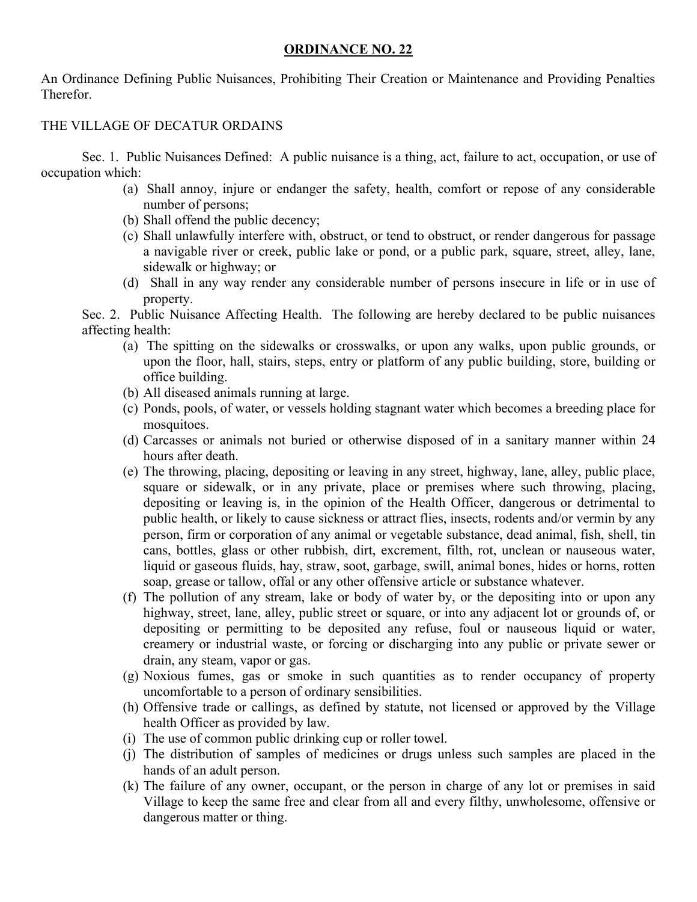# ORDINANCE NO. 22

An Ordinance Defining Public Nuisances, Prohibiting Their Creation or Maintenance and Providing Penalties Therefor.

THE VILLAGE OF DECATUR ORDAINS

Sec. 1. Public Nuisances Defined: A public nuisance is a thing, act, failure to act, occupation, or use of occupation which:

- (a) Shall annoy, injure or endanger the safety, health, comfort or repose of any considerable number of persons;
- (b) Shall offend the public decency;
- (c) Shall unlawfully interfere with, obstruct, or tend to obstruct, or render dangerous for passage a navigable river or creek, public lake or pond, or a public park, square, street, alley, lane, sidewalk or highway; or
- (d) Shall in any way render any considerable number of persons insecure in life or in use of property.

Sec. 2. Public Nuisance Affecting Health. The following are hereby declared to be public nuisances affecting health:

- (a) The spitting on the sidewalks or crosswalks, or upon any walks, upon public grounds, or upon the floor, hall, stairs, steps, entry or platform of any public building, store, building or office building.
- (b) All diseased animals running at large.
- (c) Ponds, pools, of water, or vessels holding stagnant water which becomes a breeding place for mosquitoes.
- (d) Carcasses or animals not buried or otherwise disposed of in a sanitary manner within 24 hours after death.
- (e) The throwing, placing, depositing or leaving in any street, highway, lane, alley, public place, square or sidewalk, or in any private, place or premises where such throwing, placing, depositing or leaving is, in the opinion of the Health Officer, dangerous or detrimental to public health, or likely to cause sickness or attract flies, insects, rodents and/or vermin by any person, firm or corporation of any animal or vegetable substance, dead animal, fish, shell, tin cans, bottles, glass or other rubbish, dirt, excrement, filth, rot, unclean or nauseous water, liquid or gaseous fluids, hay, straw, soot, garbage, swill, animal bones, hides or horns, rotten soap, grease or tallow, offal or any other offensive article or substance whatever.
- (f) The pollution of any stream, lake or body of water by, or the depositing into or upon any highway, street, lane, alley, public street or square, or into any adjacent lot or grounds of, or depositing or permitting to be deposited any refuse, foul or nauseous liquid or water, creamery or industrial waste, or forcing or discharging into any public or private sewer or drain, any steam, vapor or gas.
- (g) Noxious fumes, gas or smoke in such quantities as to render occupancy of property uncomfortable to a person of ordinary sensibilities.
- (h) Offensive trade or callings, as defined by statute, not licensed or approved by the Village health Officer as provided by law.
- (i) The use of common public drinking cup or roller towel.
- (j) The distribution of samples of medicines or drugs unless such samples are placed in the hands of an adult person.
- (k) The failure of any owner, occupant, or the person in charge of any lot or premises in said Village to keep the same free and clear from all and every filthy, unwholesome, offensive or dangerous matter or thing.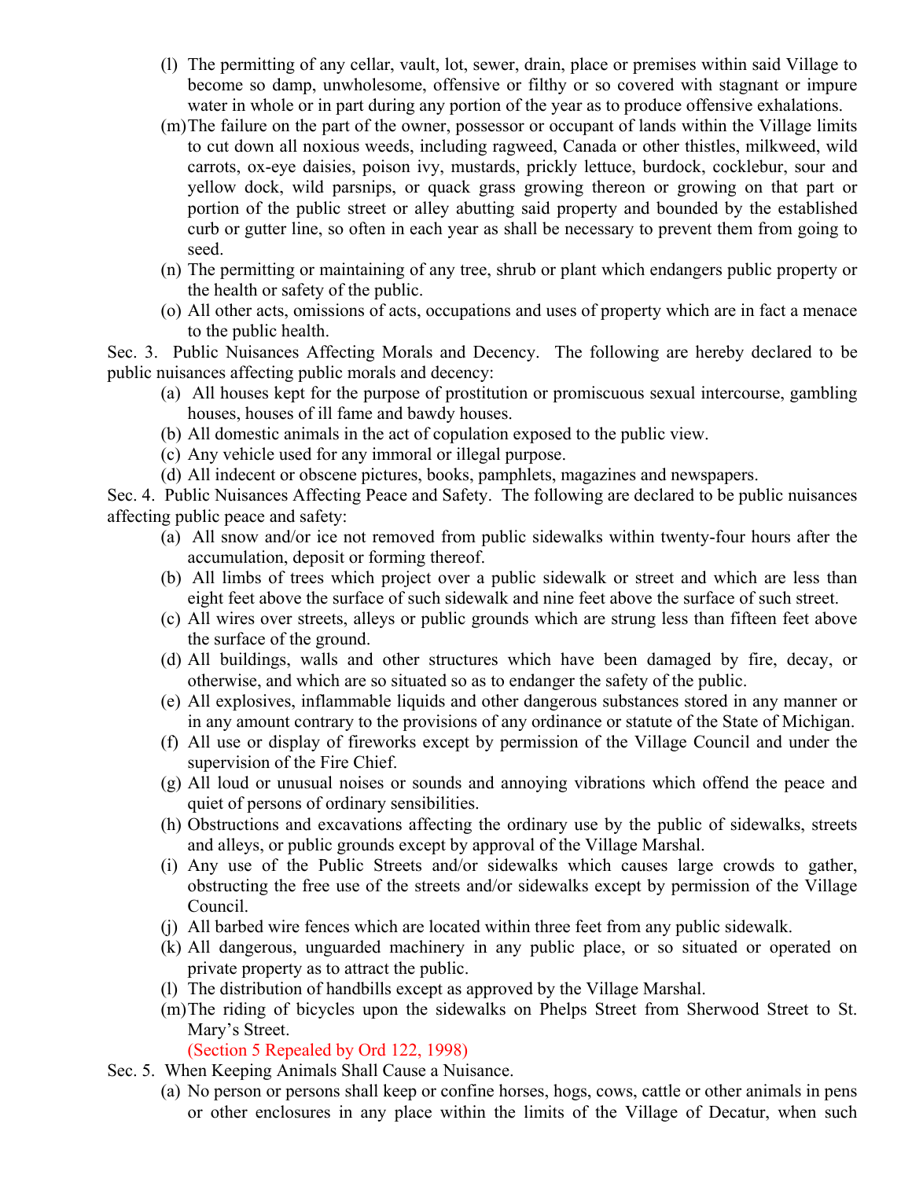(l) The permitting of any cellar, vault, lot, sewer, drain, place or premises within said Village to become so damp, unwholesome, offensive or filthy or so covered with stagnant or impure water in whole or in part during any portion of the year as to produce offensive exhalations.

(m) The failure on the part of the owner, possessor or occupant of lands within the Village limits to cut down all noxious weeds, including ragweed, Canada or other thistles, milkweed, wild carrots, ox-eye daisies, poison ivy, mustards, prickly lettuce, burdock, cocklebur, sour and yellow dock, wild parsnips, or quack grass growing thereon or growing on that part or portion of the public street or alley abutting said property and bounded by the established curb or gutter line, so often in each year as shall be necessary to prevent them from going to seed.

(n) The permitting or maintaining of any tree, shrub or plant which endangers public property or the health or safety of the public.

(o) All other acts, omissions of acts, occupations and uses of property which are in fact a menace to the public health.

Sec. 3. Public Nuisances Affecting Morals and Decency. The following are hereby declared to be public nuisances affecting public morals and decency:

(a) All houses kept for the purpose of prostitution or promiscuous sexual intercourse, gambling houses, houses of ill fame and bawdy houses.

(b) All domestic animals in the act of copulation exposed to the public view.

(c) Any vehicle used for any immoral or illegal purpose.

(d) All indecent or obscene pictures, books, pamphlets, magazines and newspapers.

Sec. 4. Public Nuisances Affecting Peace and Safety. The following are declared to be public nuisances affecting public peace and safety:

(a) All snow and/or ice not removed from public sidewalks within twenty-four hours after the accumulation, deposit or forming thereof.

(b) All limbs of trees which project over a public sidewalk or street and which are less than eight feet above the surface of such sidewalk and nine feet above the surface of such street.

(c) All wires over streets, alleys or public grounds which are strung less than fifteen feet above the surface of the ground.

(d) All buildings, walls and other structures which have been damaged by fire, decay, or otherwise, and which are so situated so as to endanger the safety of the public.

(e) All explosives, inflammable liquids and other dangerous substances stored in any manner or in any amount contrary to the provisions of any ordinance or statute of the State of Michigan.

(f) All use or display of fireworks except by permission of the Village Council and under the supervision of the Fire Chief.

(g) All loud or unusual noises or sounds and annoying vibrations which offend the peace and quiet of persons of ordinary sensibilities.

(h) Obstructions and excavations affecting the ordinary use by the public of sidewalks, streets and alleys, or public grounds except by approval of the Village Marshal.

(i) Any use of the Public Streets and/or sidewalks which causes large crowds to gather, obstructing the free use of the streets and/or sidewalks except by permission of the Village Council.

(j) All barbed wire fences which are located within three feet from any public sidewalk.

(k) All dangerous, unguarded machinery in any public place, or so situated or operated on private property as to attract the public.

(l) The distribution of handbills except as approved by the Village Marshal.

(m) The riding of bicycles upon the sidewalks on Phelps Street from Sherwood Street to St. Mary's Street.

(Section 5 Repealed by Ord 122, 1998)

Sec. 5. When Keeping Animals Shall Cause a Nuisance.

(a) No person or persons shall keep or confine horses, hogs, cows, cattle or other animals in pens or other enclosures in any place within the limits of the Village of Decatur, when such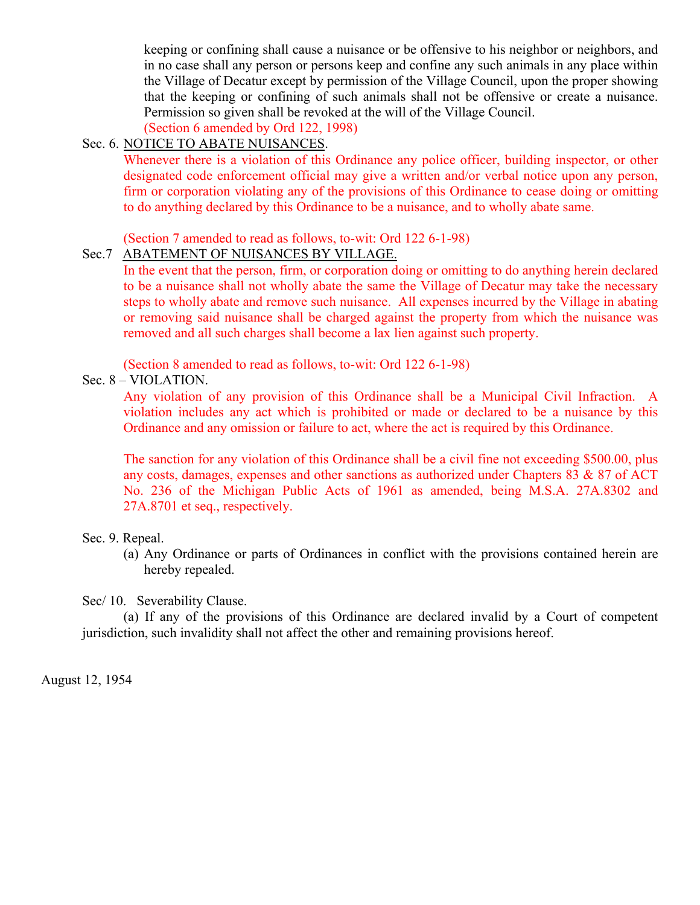keeping or confining shall cause a nuisance or be offensive to his neighbor or neighbors, and in no case shall any person or persons keep and confine any such animals in any place within the Village of Decatur except by permission of the Village Council, upon the proper showing that the keeping or confining of such animals shall not be offensive or create a nuisance. Permission so given shall be revoked at the will of the Village Council.

(Section 6 amended by Ord 122, 1998)

Sec. 6. NOTICE TO ABATE NUISANCES.

Whenever there is a violation of this Ordinance any police officer, building inspector, or other designated code enforcement official may give a written and/or verbal notice upon any person, firm or corporation violating any of the provisions of this Ordinance to cease doing or omitting to do anything declared by this Ordinance to be a nuisance, and to wholly abate same.

(Section 7 amended to read as follows, to-wit: Ord 122 6-1-98)

Sec.7 ABATEMENT OF NUISANCES BY VILLAGE.

In the event that the person, firm, or corporation doing or omitting to do anything herein declared to be a nuisance shall not wholly abate the same the Village of Decatur may take the necessary steps to wholly abate and remove such nuisance. All expenses incurred by the Village in abating or removing said nuisance shall be charged against the property from which the nuisance was removed and all such charges shall become a lax lien against such property.

(Section 8 amended to read as follows, to-wit: Ord 122 6-1-98)

Sec. 8 – VIOLATION.

Any violation of any provision of this Ordinance shall be a Municipal Civil Infraction. A violation includes any act which is prohibited or made or declared to be a nuisance by this Ordinance and any omission or failure to act, where the act is required by this Ordinance.

The sanction for any violation of this Ordinance shall be a civil fine not exceeding $500.00, plus any costs, damages, expenses and other sanctions as authorized under Chapters 83 & 87 of ACT No. 236 of the Michigan Public Acts of 1961 as amended, being M.S.A. 27A.8302 and 27A.8701 et seq., respectively.

Sec. 9. Repeal.

(a) Any Ordinance or parts of Ordinances in conflict with the provisions contained herein are hereby repealed.

Sec/ 10. Severability Clause.

(a) If any of the provisions of this Ordinance are declared invalid by a Court of competent jurisdiction, such invalidity shall not affect the other and remaining provisions hereof.

August 12, 1954